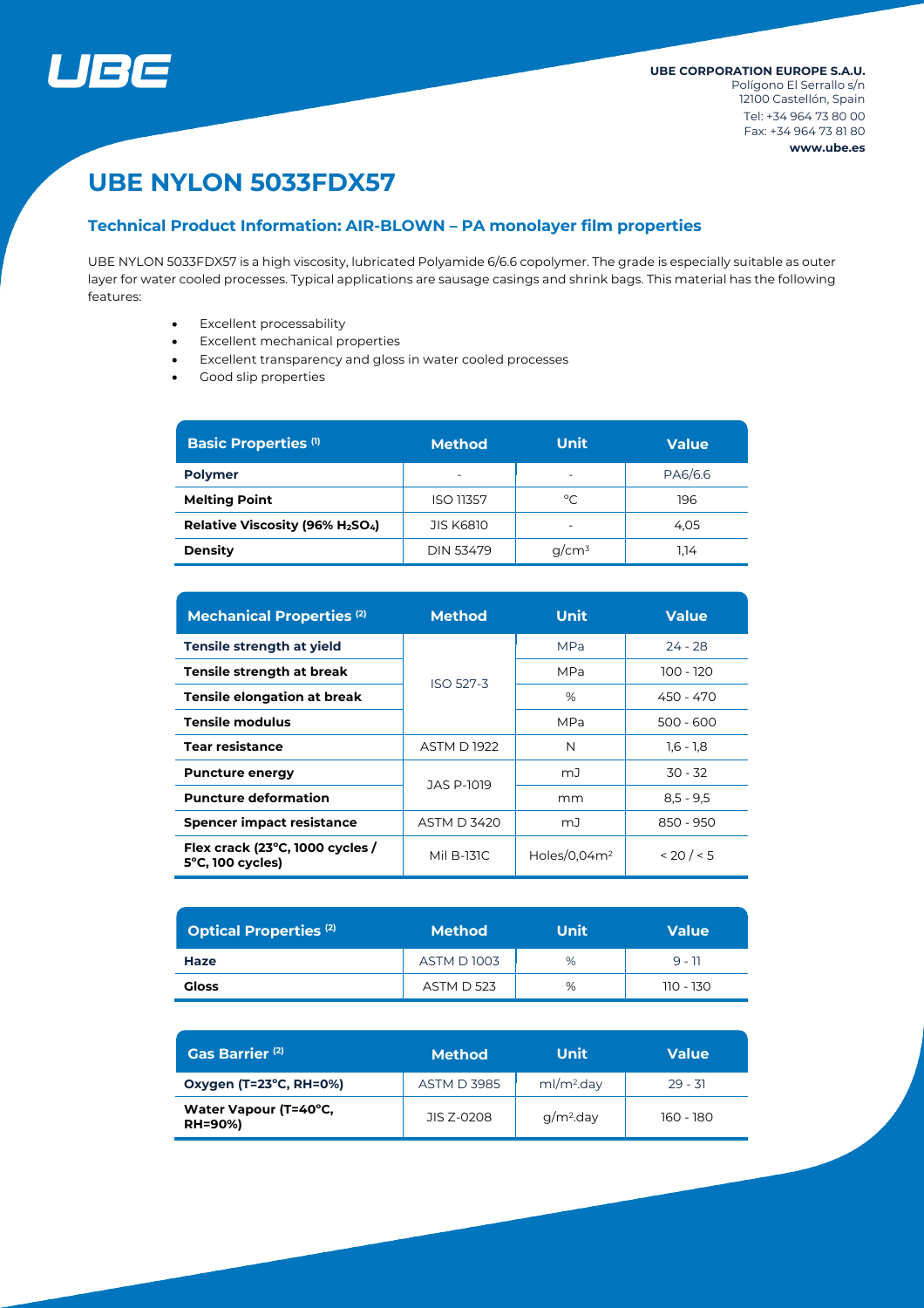UBE CORPORATION EUROPE S.A.U.
Polígono El Serrallo s/n
12100 Castellón, Spain
Tel: +34 964 73 80 00
Fax: +34 964 73 81 80
www.ube.es

# UBE NYLON 5033FDX57

## Technical Product Information: AIR-BLOWN – PA monolayer film properties

UBE NYLON 5033FDX57 is a high viscosity, lubricated Polyamide 6/6.6 copolymer. The grade is especially suitable as outer layer for water cooled processes. Typical applications are sausage casings and shrink bags. This material has the following features:

- Excellent processability
- Excellent mechanical properties
- Excellent transparency and gloss in water cooled processes
- Good slip properties

| Basic Properties (1) | Method | Unit | Value |
|---|---|---|---|
| **Polymer** | - | - | PA6/6.6 |
| **Melting Point** | ISO 11357 | °C | 196 |
| **Relative Viscosity (96% $H_2SO_4$)** | JIS K6810 | - | 4,05 |
| **Density** | DIN 53479 | g/cm³ | 1,14 |

| Mechanical Properties (2) | Method | Unit | Value |
|---|---|---|---|
| **Tensile strength at yield** | ISO 527-3 | MPa | 24 - 28 |
| **Tensile strength at break** | ISO 527-3 | MPa | 100 - 120 |
| **Tensile elongation at break** | ISO 527-3 | % | 450 - 470 |
| **Tensile modulus** | ISO 527-3 | MPa | 500 - 600 |
| **Tear resistance** | ASTM D 1922 | N | 1,6 - 1,8 |
| **Puncture energy** | JAS P-1019 | mJ | 30 - 32 |
| **Puncture deformation** | JAS P-1019 | mm | 8,5 - 9,5 |
| **Spencer impact resistance** | ASTM D 3420 | mJ | 850 - 950 |
| **Flex crack (23°C, 1000 cycles / 5°C, 100 cycles)** | Mil B-131C | Holes/0,04m² | < 20 / < 5 |

| Optical Properties (2) | Method | Unit | Value |
|---|---|---|---|
| **Haze** | ASTM D 1003 | % | 9 - 11 |
| **Gloss** | ASTM D 523 | % | 110 - 130 |

| Gas Barrier (2) | Method | Unit | Value |
|---|---|---|---|
| **Oxygen (T=23°C, RH=0%)** | ASTM D 3985 | ml/m².day | 29 - 31 |
| **Water Vapour (T=40°C, RH=90%)** | JIS Z-0208 | g/m².day | 160 - 180 |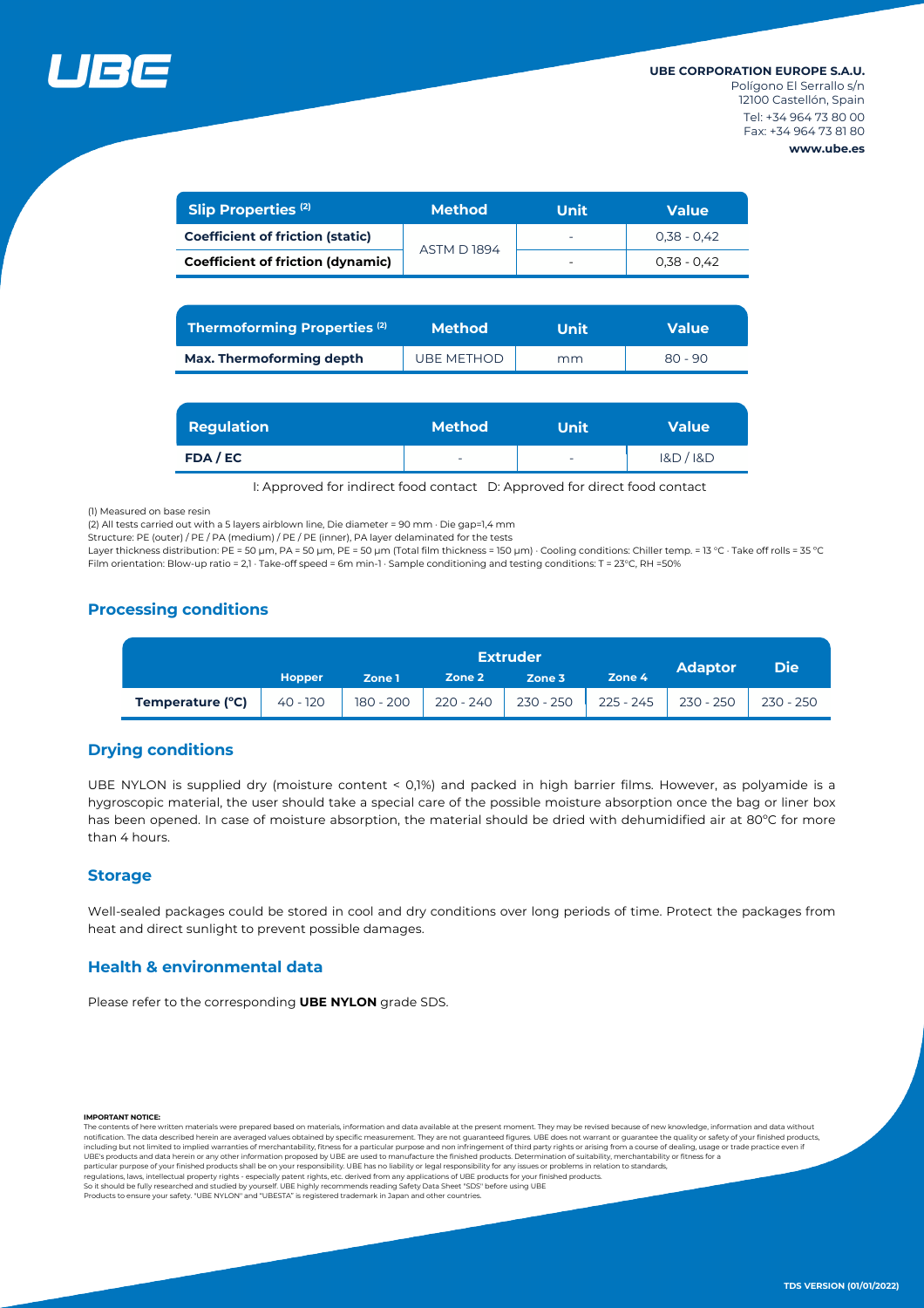**UBE CORPORATION EUROPE S.A.U.**
Polígono El Serrallo s/n
12100 Castellón, Spain
Tel: +34 964 73 80 00
Fax: +34 964 73 81 80
**www.ube.es**

| Slip Properties [(2)] | Method | Unit | Value |
|---|---|---|---|
| **Coefficient of friction (static)** | ASTM D 1894 | - | 0,38 - 0,42 |
| **Coefficient of friction (dynamic)** | | - | 0,38 - 0,42 |

| Thermoforming Properties [(2)] | Method | Unit | Value |
|---|---|---|---|
| **Max. Thermoforming depth** | UBE METHOD | mm | 80 - 90 |

| Regulation | Method | Unit | Value |
|---|---|---|---|
| **FDA / EC** | - | - | I&D / I&D |

I: Approved for indirect food contact D: Approved for direct food contact

(1) Measured on base resin
(2) All tests carried out with a 5 layers airblown line, Die diameter = 90 mm · Die gap=1,4 mm
Structure: PE (outer) / PE / PA (medium) / PE / PE (inner), PA layer delaminated for the tests
Layer thickness distribution: PE = 50 µm, PA = 50 µm, PE = 50 µm (Total film thickness = 150 µm) · Cooling conditions: Chiller temp. = 13 °C · Take off rolls = 35 °C
Film orientation: Blow-up ratio = 2,1 · Take-off speed = 6m min-1 · Sample conditioning and testing conditions: T = 23°C, RH =50%

## Processing conditions

| | Extruder | | | | | Adaptor | Die |
|---|---|---|---|---|---|---|---|
| | Hopper | Zone 1 | Zone 2 | Zone 3 | Zone 4 | | |
| **Temperature (°C)** | 40 - 120 | 180 - 200 | 220 - 240 | 230 - 250 | 225 - 245 | 230 - 250 | 230 - 250 |

## Drying conditions

UBE NYLON is supplied dry (moisture content < 0,1%) and packed in high barrier films. However, as polyamide is a hygroscopic material, the user should take a special care of the possible moisture absorption once the bag or liner box has been opened. In case of moisture absorption, the material should be dried with dehumidified air at 80°C for more than 4 hours.

## Storage

Well-sealed packages could be stored in cool and dry conditions over long periods of time. Protect the packages from heat and direct sunlight to prevent possible damages.

## Health & environmental data

Please refer to the corresponding **UBE NYLON** grade SDS.

**IMPORTANT NOTICE:**
The contents of here written materials were prepared based on materials, information and data available at the present moment. They may be revised because of new knowledge, information and data without notification. The data described herein are averaged values obtained by specific measurement. They are not guaranteed figures. UBE does not warrant or guarantee the quality or safety of your finished products, including but not limited to implied warranties of merchantability, fitness for a particular purpose and non infringement of third party rights or arising from a course of dealing, usage or trade practice even if UBE's products and data herein or any other information proposed by UBE are used to manufacture the finished products. Determination of suitability, merchantability or fitness for a particular purpose of your finished products shall be on your responsibility. UBE has no liability or legal responsibility for any issues or problems in relation to standards, regulations, laws, intellectual property rights - especially patent rights, etc. derived from any applications of UBE products for your finished products. So it should be fully researched and studied by yourself. UBE highly recommends reading Safety Data Sheet "SDS" before using UBE Products to ensure your safety. "UBE NYLON" and "UBESTA" is registered trademark in Japan and other countries.

TDS VERSION (01/01/2022)